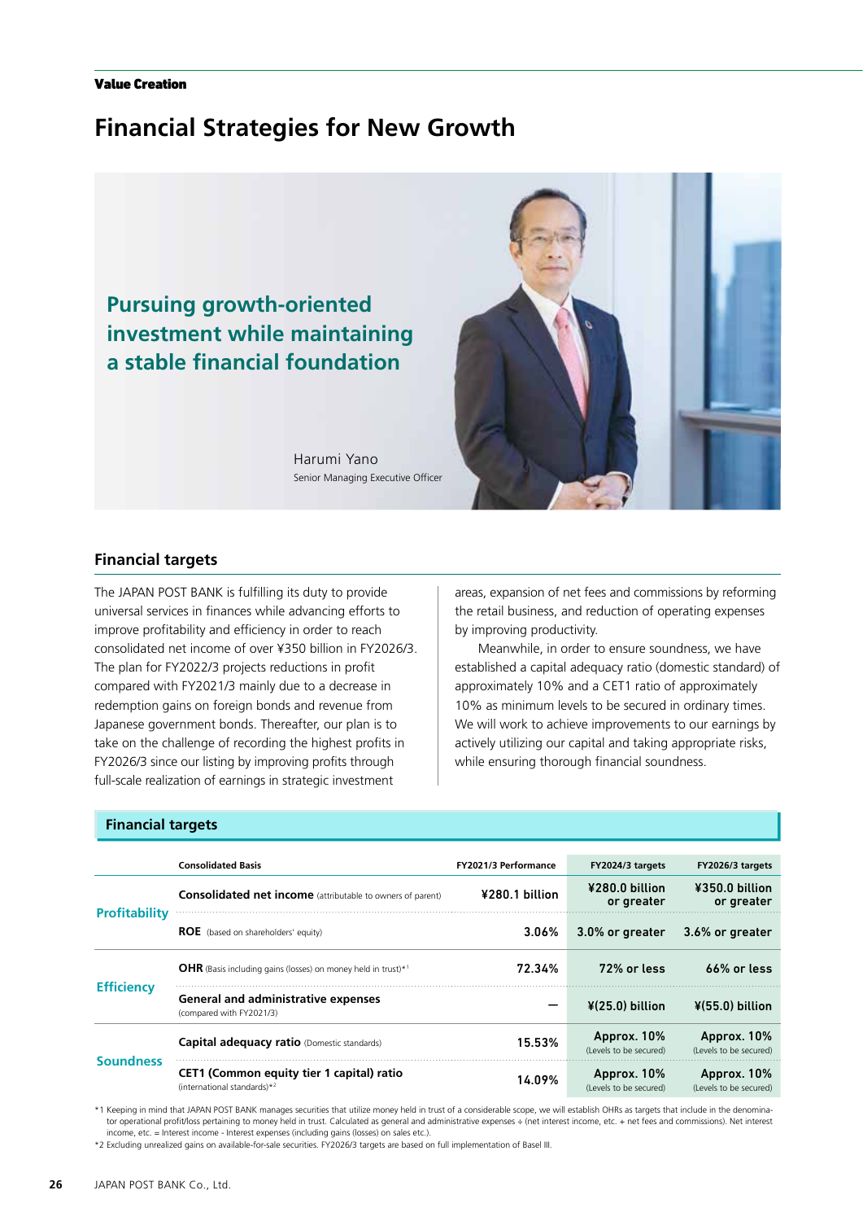Value Creation

# Financial Strategies for New Growth

## Pursuing growth-oriented investment while maintaining a stable financial foundation

Harumi Yano
Senior Managing Executive Officer

### Financial targets

The JAPAN POST BANK is fulfilling its duty to provide universal services in finances while advancing efforts to improve profitability and efficiency in order to reach consolidated net income of over ¥350 billion in FY2026/3. The plan for FY2022/3 projects reductions in profit compared with FY2021/3 mainly due to a decrease in redemption gains on foreign bonds and revenue from Japanese government bonds. Thereafter, our plan is to take on the challenge of recording the highest profits in FY2026/3 since our listing by improving profits through full-scale realization of earnings in strategic investment areas, expansion of net fees and commissions by reforming the retail business, and reduction of operating expenses by improving productivity.

Meanwhile, in order to ensure soundness, we have established a capital adequacy ratio (domestic standard) of approximately 10% and a CET1 ratio of approximately 10% as minimum levels to be secured in ordinary times. We will work to achieve improvements to our earnings by actively utilizing our capital and taking appropriate risks, while ensuring thorough financial soundness.

#### Financial targets

| | Consolidated Basis | FY2021/3 Performance | FY2024/3 targets | FY2026/3 targets |
|---|---|---|---|---|
| Profitability | **Consolidated net income** (attributable to owners of parent) | ¥280.1 billion | ¥280.0 billion or greater | ¥350.0 billion or greater |
| | **ROE** (based on shareholders' equity) | 3.06% | 3.0% or greater | 3.6% or greater |
| Efficiency | **OHR** (Basis including gains (losses) on money held in trust)*1 | 72.34% | 72% or less | 66% or less |
| | **General and administrative expenses** (compared with FY2021/3) | — | ¥(25.0) billion | ¥(55.0) billion |
| Soundness | **Capital adequacy ratio** (Domestic standards) | 15.53% | Approx. 10% (Levels to be secured) | Approx. 10% (Levels to be secured) |
| | **CET1 (Common equity tier 1 capital) ratio** (international standards)*2 | 14.09% | Approx. 10% (Levels to be secured) | Approx. 10% (Levels to be secured) |

*1 Keeping in mind that JAPAN POST BANK manages securities that utilize money held in trust of a considerable scope, we will establish OHRs as targets that include in the denominator operational profit/loss pertaining to money held in trust. Calculated as general and administrative expenses ÷ (net interest income, etc. + net fees and commissions). Net interest income, etc. = Interest income - Interest expenses (including gains (losses) on sales etc.).

*2 Excluding unrealized gains on available-for-sale securities. FY2026/3 targets are based on full implementation of Basel III.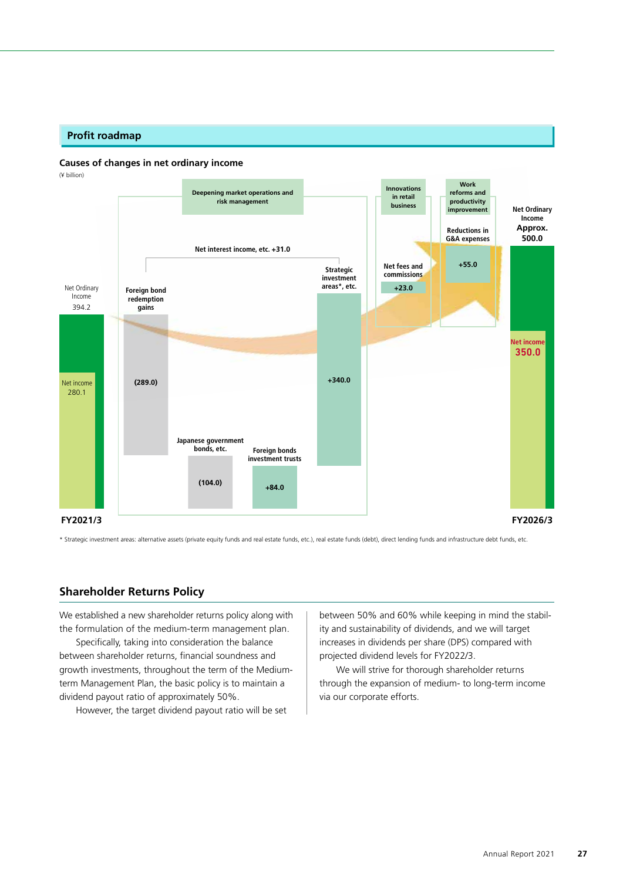## Profit roadmap

### Causes of changes in net ordinary income

(¥ billion)

Deepening market operations and risk management

Innovations in retail business

Work reforms and productivity improvement

Net Ordinary Income
394.2

Net income
280.1

Net interest income, etc. +31.0

Foreign bond redemption gains
(289.0)

Japanese government bonds, etc.
(104.0)

Foreign bonds investment trusts
+84.0

Strategic investment areas*, etc.
+340.0

Net fees and commissions
+23.0

Reductions in G&A expenses
+55.0

Net Ordinary Income
Approx. 500.0

Net income
350.0

FY2021/3

FY2026/3

* Strategic investment areas: alternative assets (private equity funds and real estate funds, etc.), real estate funds (debt), direct lending funds and infrastructure debt funds, etc.

## Shareholder Returns Policy

We established a new shareholder returns policy along with the formulation of the medium-term management plan.

Specifically, taking into consideration the balance between shareholder returns, financial soundness and growth investments, throughout the term of the Medium-term Management Plan, the basic policy is to maintain a dividend payout ratio of approximately 50%.

However, the target dividend payout ratio will be set between 50% and 60% while keeping in mind the stability and sustainability of dividends, and we will target increases in dividends per share (DPS) compared with projected dividend levels for FY2022/3.

We will strive for thorough shareholder returns through the expansion of medium- to long-term income via our corporate efforts.